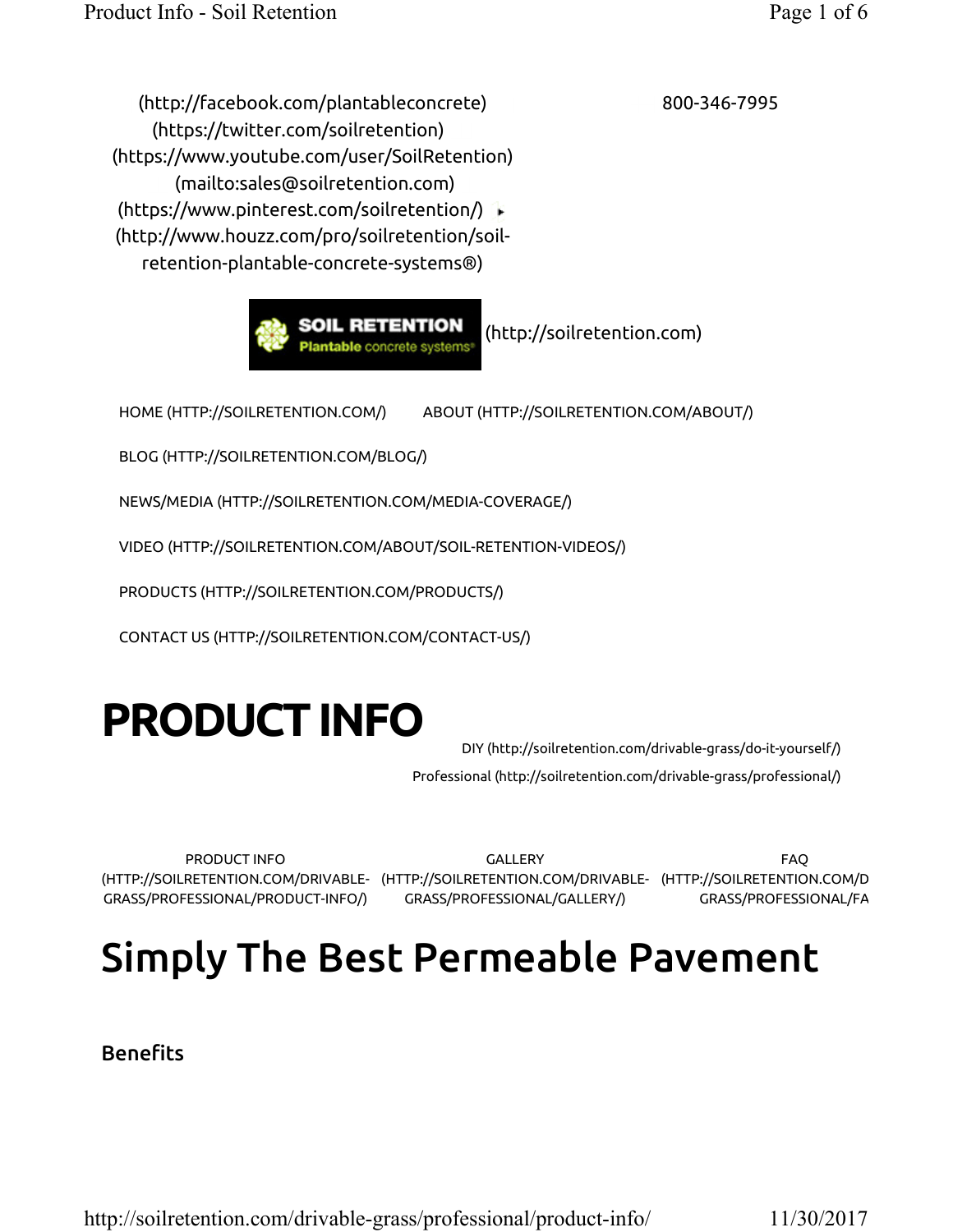(http://facebook.com/plantableconcrete)
(https://twitter.com/soilretention)
(https://www.youtube.com/user/SoilRetention)
(mailto:sales@soilretention.com)
(https://www.pinterest.com/soilretention/)
(http://www.houzz.com/pro/soilretention/soil-retention-plantable-concrete-systems®)

800-346-7995

SOIL RETENTION Plantable concrete systems® (http://soilretention.com)

HOME (HTTP://SOILRETENTION.COM/) ABOUT (HTTP://SOILRETENTION.COM/ABOUT/)

BLOG (HTTP://SOILRETENTION.COM/BLOG/)

NEWS/MEDIA (HTTP://SOILRETENTION.COM/MEDIA-COVERAGE/)

VIDEO (HTTP://SOILRETENTION.COM/ABOUT/SOIL-RETENTION-VIDEOS/)

PRODUCTS (HTTP://SOILRETENTION.COM/PRODUCTS/)

CONTACT US (HTTP://SOILRETENTION.COM/CONTACT-US/)

# PRODUCT INFO

DIY (http://soilretention.com/drivable-grass/do-it-yourself/)

Professional (http://soilretention.com/drivable-grass/professional/)

PRODUCT INFO (HTTP://SOILRETENTION.COM/DRIVABLE-GRASS/PROFESSIONAL/PRODUCT-INFO/)
GALLERY (HTTP://SOILRETENTION.COM/DRIVABLE-GRASS/PROFESSIONAL/GALLERY/)
FAQ (HTTP://SOILRETENTION.COM/D GRASS/PROFESSIONAL/FA

## Simply The Best Permeable Pavement

### Benefits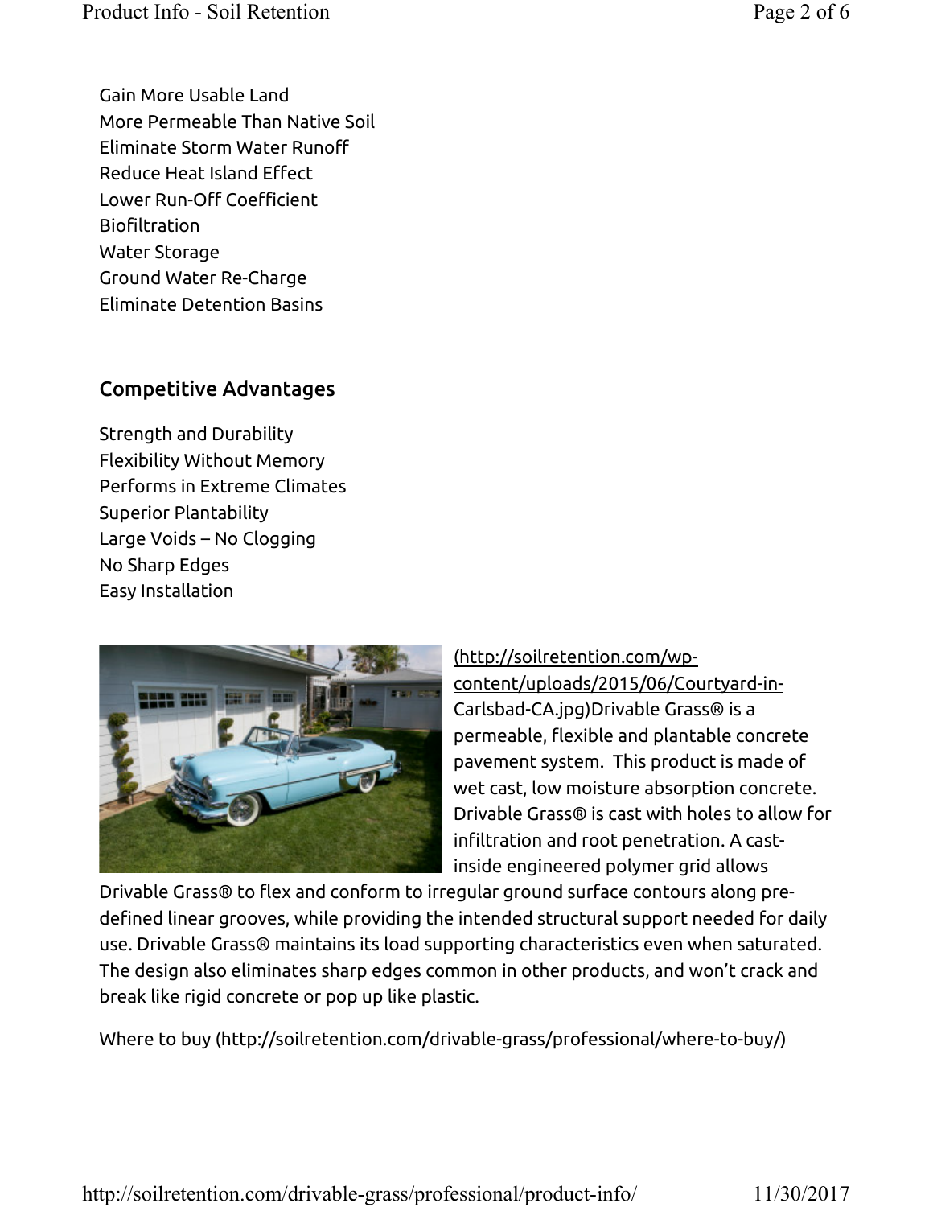Gain More Usable Land
More Permeable Than Native Soil
Eliminate Storm Water Runoff
Reduce Heat Island Effect
Lower Run-Off Coefficient
Biofiltration
Water Storage
Ground Water Re-Charge
Eliminate Detention Basins

## Competitive Advantages

Strength and Durability
Flexibility Without Memory
Performs in Extreme Climates
Superior Plantability
Large Voids – No Clogging
No Sharp Edges
Easy Installation

(http://soilretention.com/wp-content/uploads/2015/06/Courtyard-in-Carlsbad-CA.jpg)Drivable Grass® is a permeable, flexible and plantable concrete pavement system. This product is made of wet cast, low moisture absorption concrete. Drivable Grass® is cast with holes to allow for infiltration and root penetration. A cast-inside engineered polymer grid allows Drivable Grass® to flex and conform to irregular ground surface contours along pre-defined linear grooves, while providing the intended structural support needed for daily use. Drivable Grass® maintains its load supporting characteristics even when saturated. The design also eliminates sharp edges common in other products, and won't crack and break like rigid concrete or pop up like plastic.

Where to buy (http://soilretention.com/drivable-grass/professional/where-to-buy/)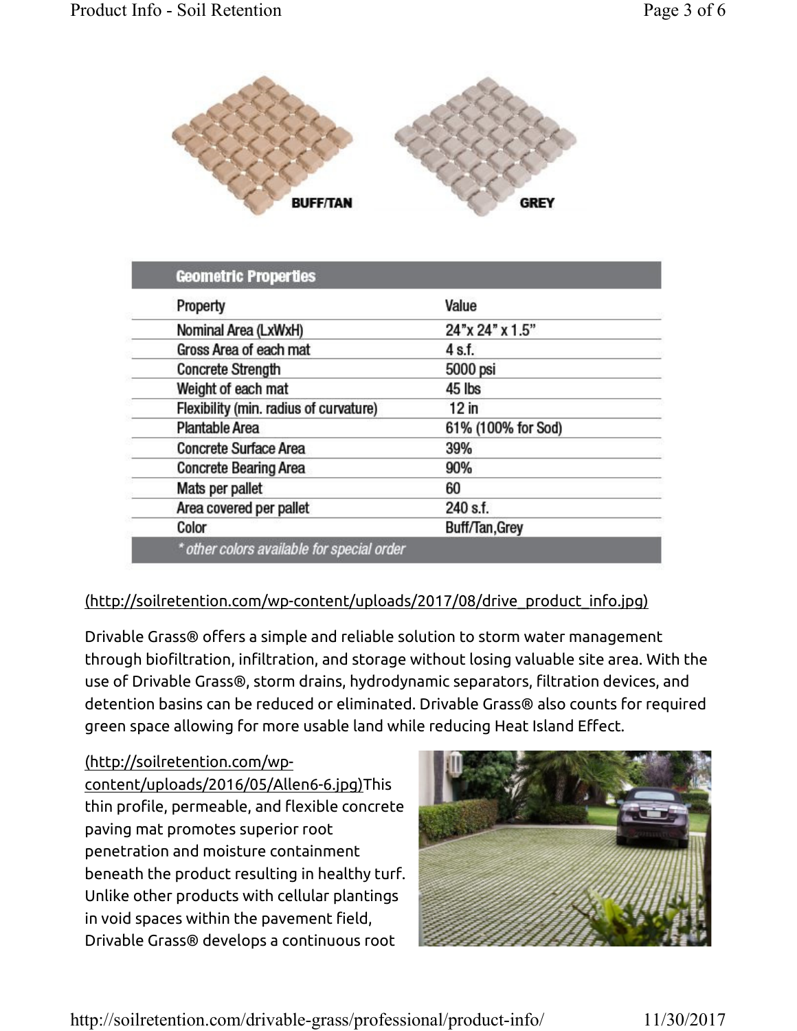BUFF/TAN

GREY

| Geometric Properties | |
| --- | --- |
| Property | Value |
| Nominal Area (LxWxH) | 24"x 24" x 1.5" |
| Gross Area of each mat | 4 s.f. |
| Concrete Strength | 5000 psi |
| Weight of each mat | 45 lbs |
| Flexibility (min. radius of curvature) | 12 in |
| Plantable Area | 61% (100% for Sod) |
| Concrete Surface Area | 39% |
| Concrete Bearing Area | 90% |
| Mats per pallet | 60 |
| Area covered per pallet | 240 s.f. |
| Color | Buff/Tan,Grey |

*\* other colors available for special order*

(http://soilretention.com/wp-content/uploads/2017/08/drive_product_info.jpg)

Drivable Grass® offers a simple and reliable solution to storm water management through biofiltration, infiltration, and storage without losing valuable site area. With the use of Drivable Grass®, storm drains, hydrodynamic separators, filtration devices, and detention basins can be reduced or eliminated. Drivable Grass® also counts for required green space allowing for more usable land while reducing Heat Island Effect.

(http://soilretention.com/wp-content/uploads/2016/05/Allen6-6.jpg)This thin profile, permeable, and flexible concrete paving mat promotes superior root penetration and moisture containment beneath the product resulting in healthy turf. Unlike other products with cellular plantings in void spaces within the pavement field, Drivable Grass® develops a continuous root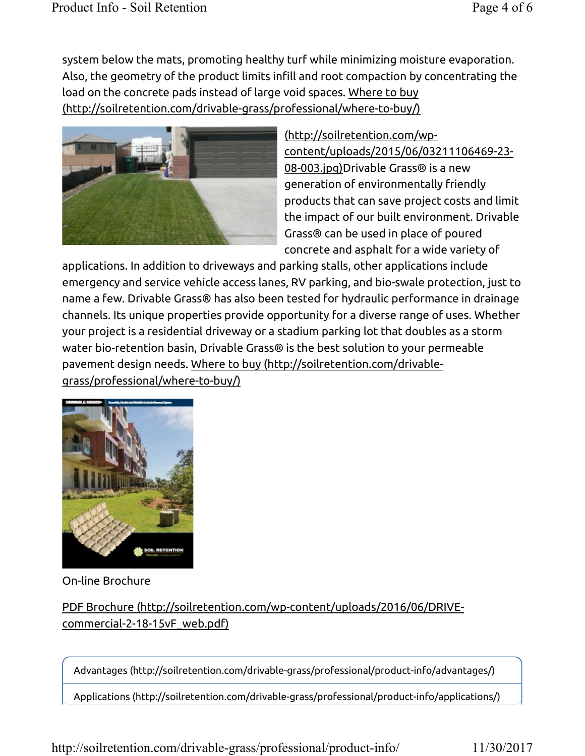system below the mats, promoting healthy turf while minimizing moisture evaporation. Also, the geometry of the product limits infill and root compaction by concentrating the load on the concrete pads instead of large void spaces. Where to buy (http://soilretention.com/drivable-grass/professional/where-to-buy/)

(http://soilretention.com/wp-content/uploads/2015/06/03211106469-23-08-003.jpg)Drivable Grass® is a new generation of environmentally friendly products that can save project costs and limit the impact of our built environment. Drivable Grass® can be used in place of poured concrete and asphalt for a wide variety of applications. In addition to driveways and parking stalls, other applications include emergency and service vehicle access lanes, RV parking, and bio-swale protection, just to name a few. Drivable Grass® has also been tested for hydraulic performance in drainage channels. Its unique properties provide opportunity for a diverse range of uses. Whether your project is a residential driveway or a stadium parking lot that doubles as a storm water bio-retention basin, Drivable Grass® is the best solution to your permeable pavement design needs. Where to buy (http://soilretention.com/drivable-grass/professional/where-to-buy/)

On-line Brochure

PDF Brochure (http://soilretention.com/wp-content/uploads/2016/06/DRIVE-commercial-2-18-15vF_web.pdf)

- Advantages (http://soilretention.com/drivable-grass/professional/product-info/advantages/)
- Applications (http://soilretention.com/drivable-grass/professional/product-info/applications/)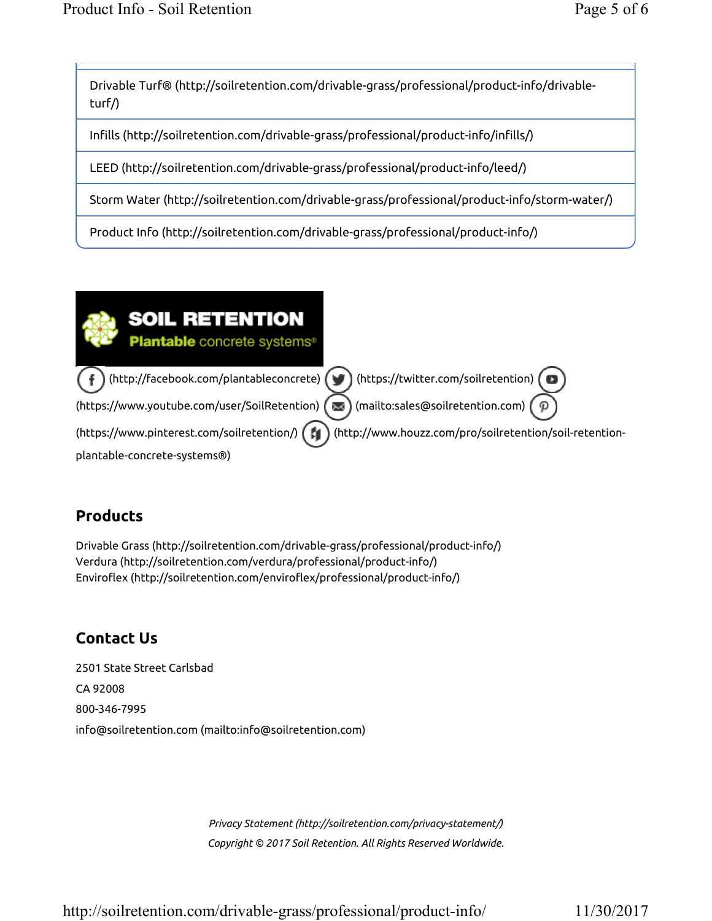Drivable Turf® (http://soilretention.com/drivable-grass/professional/product-info/drivable-turf/)

Infills (http://soilretention.com/drivable-grass/professional/product-info/infills/)

LEED (http://soilretention.com/drivable-grass/professional/product-info/leed/)

Storm Water (http://soilretention.com/drivable-grass/professional/product-info/storm-water/)

Product Info (http://soilretention.com/drivable-grass/professional/product-info/)

SOIL RETENTION
Plantable concrete systems®

(http://facebook.com/plantableconcrete) (https://twitter.com/soilretention) (https://www.youtube.com/user/SoilRetention) (mailto:sales@soilretention.com) (https://www.pinterest.com/soilretention/) (http://www.houzz.com/pro/soilretention/soil-retention-plantable-concrete-systems®)

## Products

Drivable Grass (http://soilretention.com/drivable-grass/professional/product-info/)
Verdura (http://soilretention.com/verdura/professional/product-info/)
Enviroflex (http://soilretention.com/enviroflex/professional/product-info/)

## Contact Us

2501 State Street Carlsbad

CA 92008

800-346-7995

info@soilretention.com (mailto:info@soilretention.com)

*Privacy Statement (http://soilretention.com/privacy-statement/)*

*Copyright © 2017 Soil Retention. All Rights Reserved Worldwide.*